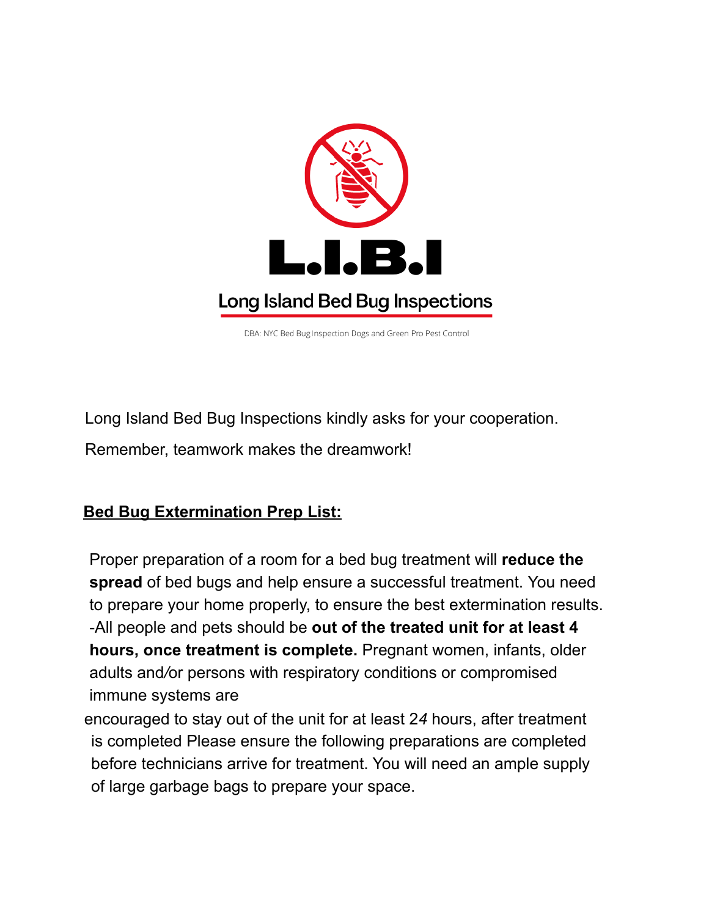# L.I.B.I

## Long Island Bed Bug Inspections

DBA: NYC Bed Bug Inspection Dogs and Green Pro Pest Control

Long Island Bed Bug Inspections kindly asks for your cooperation.

Remember, teamwork makes the dreamwork!

**Bed Bug Extermination Prep List:**

Proper preparation of a room for a bed bug treatment will **reduce the spread** of bed bugs and help ensure a successful treatment. You need to prepare your home properly, to ensure the best extermination results.

-All people and pets should be **out of the treated unit for at least 4 hours, once treatment is complete.** Pregnant women, infants, older adults and/or persons with respiratory conditions or compromised immune systems are encouraged to stay out of the unit for at least 24 hours, after treatment is completed Please ensure the following preparations are completed before technicians arrive for treatment. You will need an ample supply of large garbage bags to prepare your space.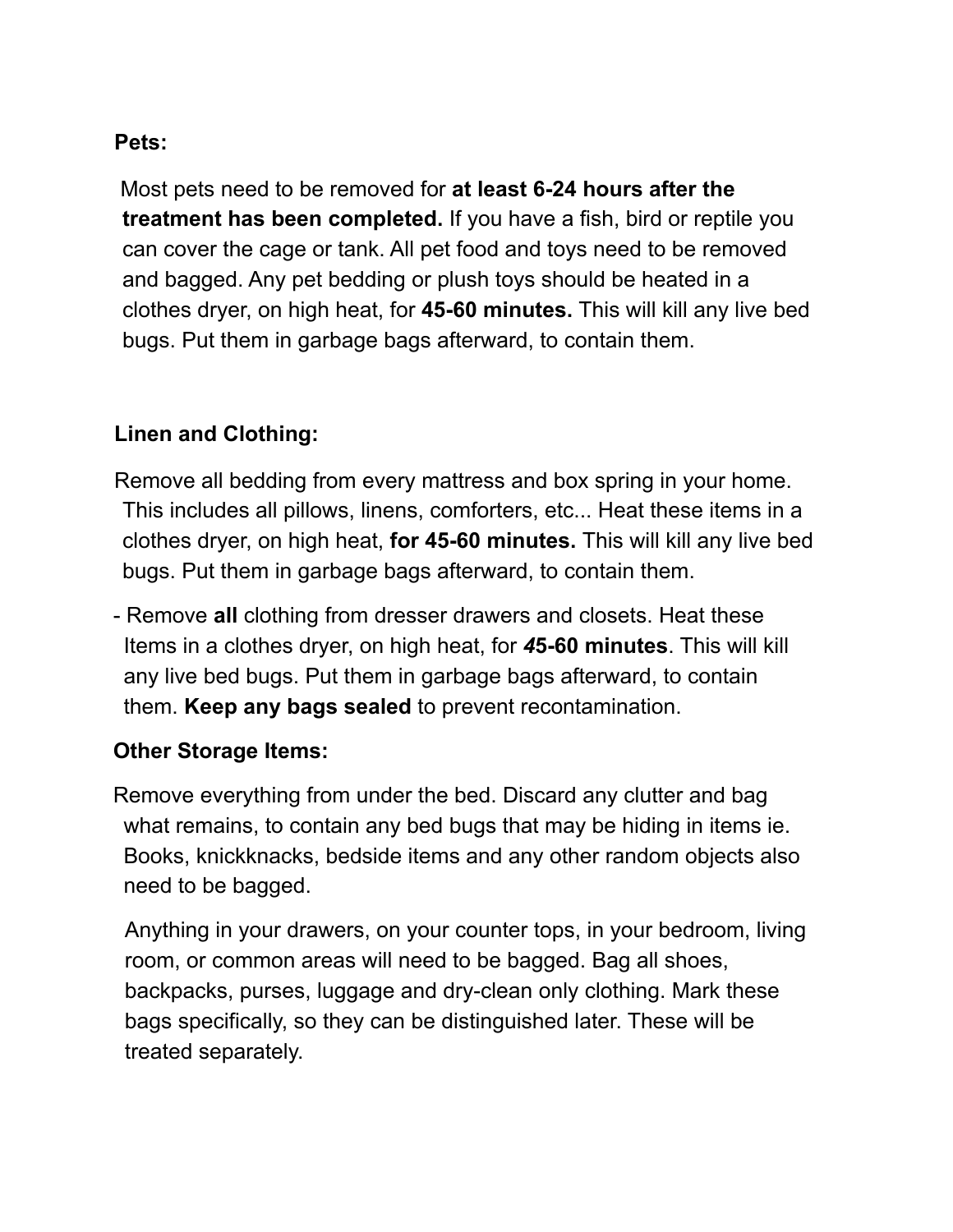**Pets:**

Most pets need to be removed for **at least 6-24 hours after the treatment has been completed.** If you have a fish, bird or reptile you can cover the cage or tank. All pet food and toys need to be removed and bagged. Any pet bedding or plush toys should be heated in a clothes dryer, on high heat, for **45-60 minutes.** This will kill any live bed bugs. Put them in garbage bags afterward, to contain them.

**Linen and Clothing:**

Remove all bedding from every mattress and box spring in your home. This includes all pillows, linens, comforters, etc... Heat these items in a clothes dryer, on high heat, **for 45-60 minutes.** This will kill any live bed bugs. Put them in garbage bags afterward, to contain them.

- Remove **all** clothing from dresser drawers and closets. Heat these Items in a clothes dryer, on high heat, for ***4*****5-60 minutes**. This will kill any live bed bugs. Put them in garbage bags afterward, to contain them. **Keep any bags sealed** to prevent recontamination.

**Other Storage Items:**

Remove everything from under the bed. Discard any clutter and bag what remains, to contain any bed bugs that may be hiding in items ie. Books, knickknacks, bedside items and any other random objects also need to be bagged.

Anything in your drawers, on your counter tops, in your bedroom, living room, or common areas will need to be bagged. Bag all shoes, backpacks, purses, luggage and dry-clean only clothing. Mark these bags specifically, so they can be distinguished later. These will be treated separately.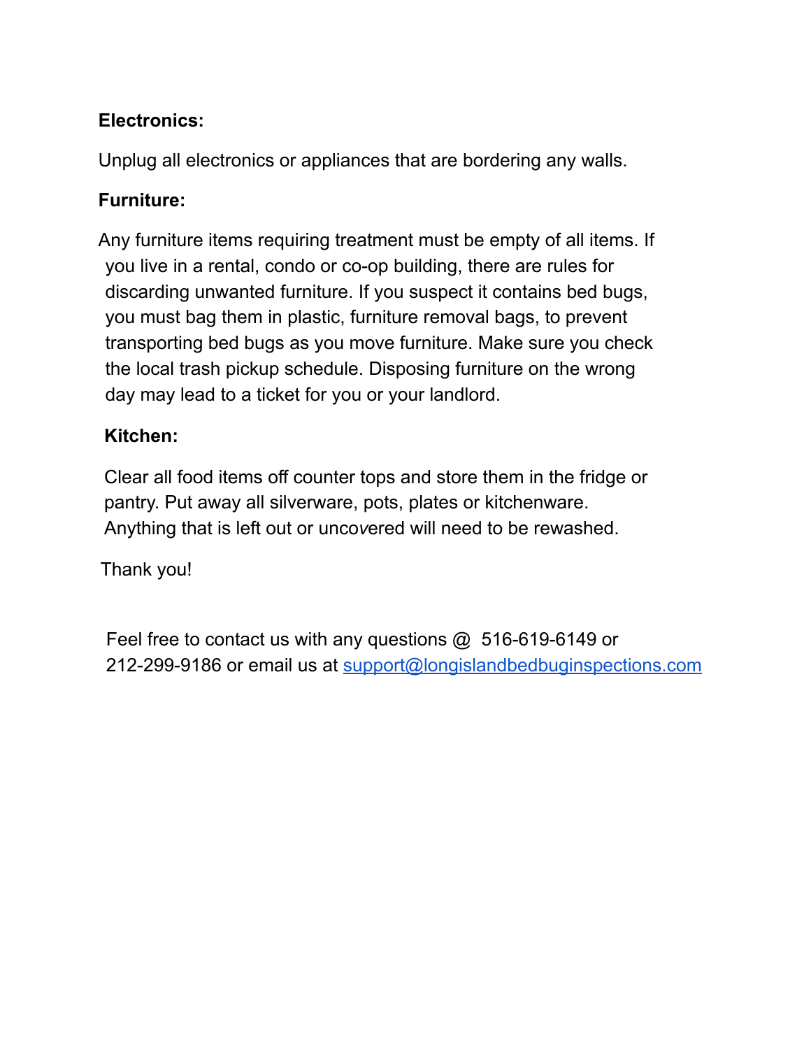**Electronics:**

Unplug all electronics or appliances that are bordering any walls.

**Furniture:**

Any furniture items requiring treatment must be empty of all items. If you live in a rental, condo or co-op building, there are rules for discarding unwanted furniture. If you suspect it contains bed bugs, you must bag them in plastic, furniture removal bags, to prevent transporting bed bugs as you move furniture. Make sure you check the local trash pickup schedule. Disposing furniture on the wrong day may lead to a ticket for you or your landlord.

**Kitchen:**

Clear all food items off counter tops and store them in the fridge or pantry. Put away all silverware, pots, plates or kitchenware. Anything that is left out or uncovered will need to be rewashed.

Thank you!

Feel free to contact us with any questions @ 516-619-6149 or 212-299-9186 or email us at [support@longislandbedbuginspections.com](mailto:support@longislandbedbuginspections.com)